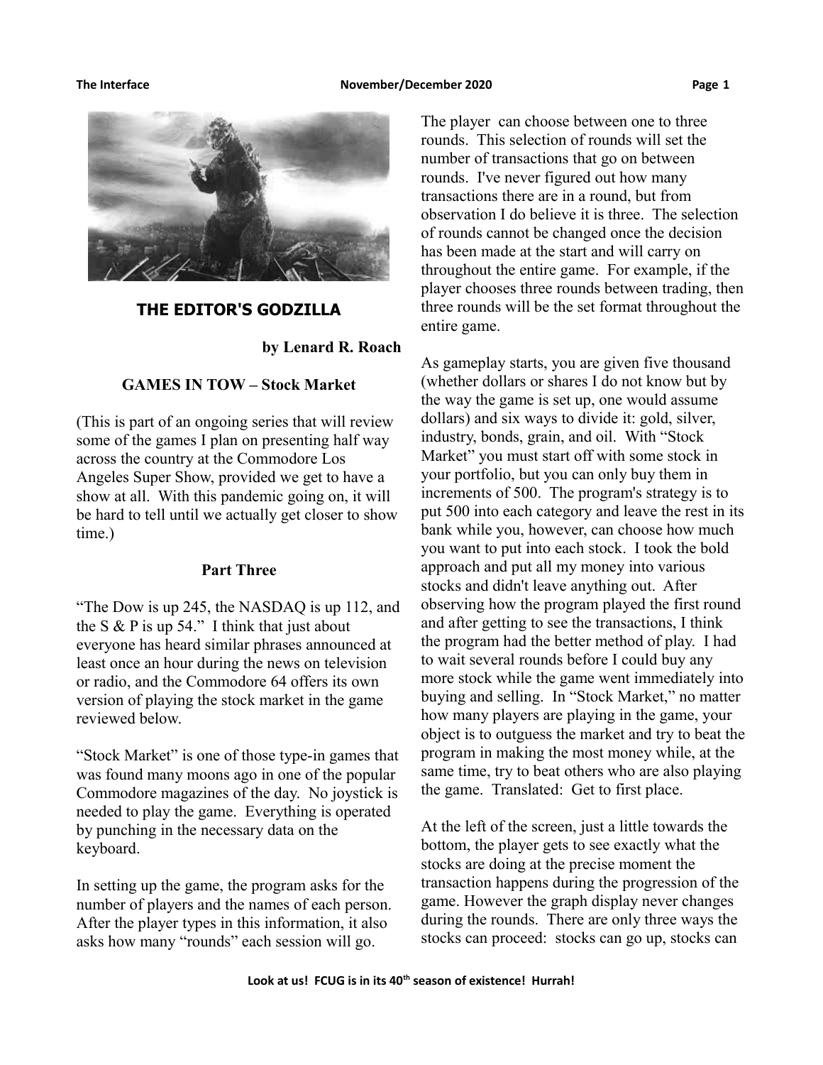## THE EDITOR'S GODZILLA

**by Lenard R. Roach**

### GAMES IN TOW – Stock Market

(This is part of an ongoing series that will review some of the games I plan on presenting half way across the country at the Commodore Los Angeles Super Show, provided we get to have a show at all. With this pandemic going on, it will be hard to tell until we actually get closer to show time.)

**Part Three**

"The Dow is up 245, the NASDAQ is up 112, and the S & P is up 54." I think that just about everyone has heard similar phrases announced at least once an hour during the news on television or radio, and the Commodore 64 offers its own version of playing the stock market in the game reviewed below.

"Stock Market" is one of those type-in games that was found many moons ago in one of the popular Commodore magazines of the day. No joystick is needed to play the game. Everything is operated by punching in the necessary data on the keyboard.

In setting up the game, the program asks for the number of players and the names of each person. After the player types in this information, it also asks how many "rounds" each session will go.

The player can choose between one to three rounds. This selection of rounds will set the number of transactions that go on between rounds. I've never figured out how many transactions there are in a round, but from observation I do believe it is three. The selection of rounds cannot be changed once the decision has been made at the start and will carry on throughout the entire game. For example, if the player chooses three rounds between trading, then three rounds will be the set format throughout the entire game.

As gameplay starts, you are given five thousand (whether dollars or shares I do not know but by the way the game is set up, one would assume dollars) and six ways to divide it: gold, silver, industry, bonds, grain, and oil. With "Stock Market" you must start off with some stock in your portfolio, but you can only buy them in increments of 500. The program's strategy is to put 500 into each category and leave the rest in its bank while you, however, can choose how much you want to put into each stock. I took the bold approach and put all my money into various stocks and didn't leave anything out. After observing how the program played the first round and after getting to see the transactions, I think the program had the better method of play. I had to wait several rounds before I could buy any more stock while the game went immediately into buying and selling. In "Stock Market," no matter how many players are playing in the game, your object is to outguess the market and try to beat the program in making the most money while, at the same time, try to beat others who are also playing the game. Translated: Get to first place.

At the left of the screen, just a little towards the bottom, the player gets to see exactly what the stocks are doing at the precise moment the transaction happens during the progression of the game. However the graph display never changes during the rounds. There are only three ways the stocks can proceed: stocks can go up, stocks can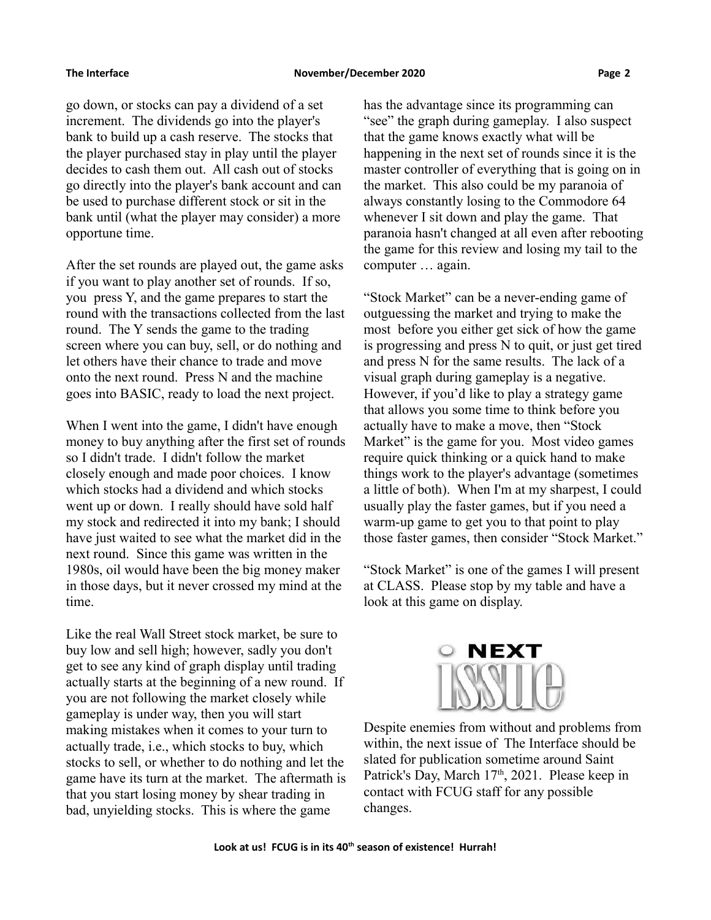go down, or stocks can pay a dividend of a set increment. The dividends go into the player's bank to build up a cash reserve. The stocks that the player purchased stay in play until the player decides to cash them out. All cash out of stocks go directly into the player's bank account and can be used to purchase different stock or sit in the bank until (what the player may consider) a more opportune time.

After the set rounds are played out, the game asks if you want to play another set of rounds. If so, you press Y, and the game prepares to start the round with the transactions collected from the last round. The Y sends the game to the trading screen where you can buy, sell, or do nothing and let others have their chance to trade and move onto the next round. Press N and the machine goes into BASIC, ready to load the next project.

When I went into the game, I didn't have enough money to buy anything after the first set of rounds so I didn't trade. I didn't follow the market closely enough and made poor choices. I know which stocks had a dividend and which stocks went up or down. I really should have sold half my stock and redirected it into my bank; I should have just waited to see what the market did in the next round. Since this game was written in the 1980s, oil would have been the big money maker in those days, but it never crossed my mind at the time.

Like the real Wall Street stock market, be sure to buy low and sell high; however, sadly you don't get to see any kind of graph display until trading actually starts at the beginning of a new round. If you are not following the market closely while gameplay is under way, then you will start making mistakes when it comes to your turn to actually trade, i.e., which stocks to buy, which stocks to sell, or whether to do nothing and let the game have its turn at the market. The aftermath is that you start losing money by shear trading in bad, unyielding stocks. This is where the game has the advantage since its programming can "see" the graph during gameplay. I also suspect that the game knows exactly what will be happening in the next set of rounds since it is the master controller of everything that is going on in the market. This also could be my paranoia of always constantly losing to the Commodore 64 whenever I sit down and play the game. That paranoia hasn't changed at all even after rebooting the game for this review and losing my tail to the computer … again.

"Stock Market" can be a never-ending game of outguessing the market and trying to make the most before you either get sick of how the game is progressing and press N to quit, or just get tired and press N for the same results. The lack of a visual graph during gameplay is a negative. However, if you'd like to play a strategy game that allows you some time to think before you actually have to make a move, then "Stock Market" is the game for you. Most video games require quick thinking or a quick hand to make things work to the player's advantage (sometimes a little of both). When I'm at my sharpest, I could usually play the faster games, but if you need a warm-up game to get you to that point to play those faster games, then consider "Stock Market."

"Stock Market" is one of the games I will present at CLASS. Please stop by my table and have a look at this game on display.

## NEXT ISSUE

Despite enemies from without and problems from within, the next issue of The Interface should be slated for publication sometime around Saint Patrick's Day, March 17th, 2021. Please keep in contact with FCUG staff for any possible changes.

**Look at us! FCUG is in its 40th season of existence! Hurrah!**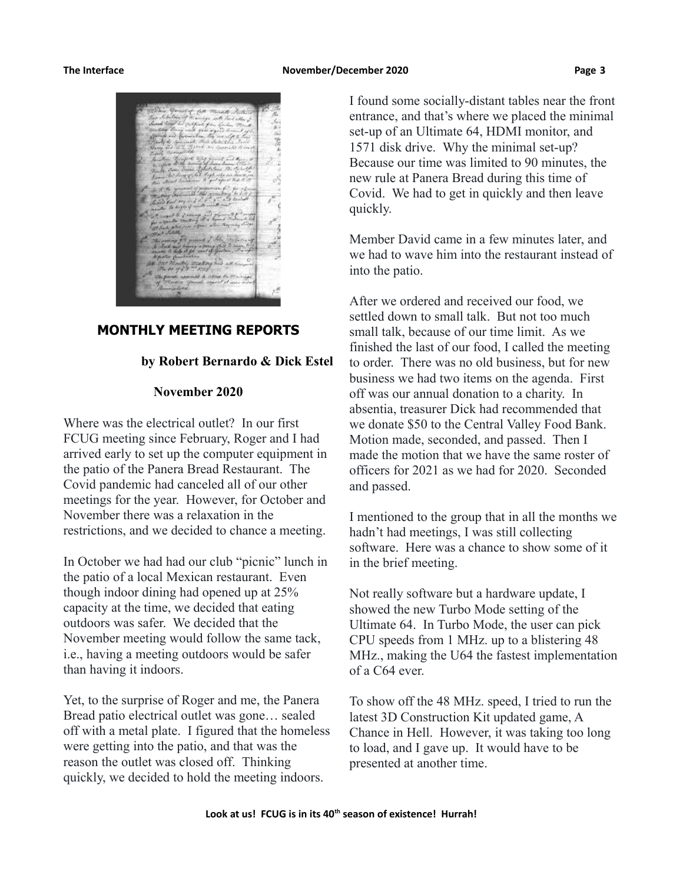## MONTHLY MEETING REPORTS

**by Robert Bernardo & Dick Estel**

**November 2020**

Where was the electrical outlet? In our first FCUG meeting since February, Roger and I had arrived early to set up the computer equipment in the patio of the Panera Bread Restaurant. The Covid pandemic had canceled all of our other meetings for the year. However, for October and November there was a relaxation in the restrictions, and we decided to chance a meeting.

In October we had had our club "picnic" lunch in the patio of a local Mexican restaurant. Even though indoor dining had opened up at 25% capacity at the time, we decided that eating outdoors was safer. We decided that the November meeting would follow the same tack, i.e., having a meeting outdoors would be safer than having it indoors.

Yet, to the surprise of Roger and me, the Panera Bread patio electrical outlet was gone… sealed off with a metal plate. I figured that the homeless were getting into the patio, and that was the reason the outlet was closed off. Thinking quickly, we decided to hold the meeting indoors.

I found some socially-distant tables near the front entrance, and that's where we placed the minimal set-up of an Ultimate 64, HDMI monitor, and 1571 disk drive. Why the minimal set-up? Because our time was limited to 90 minutes, the new rule at Panera Bread during this time of Covid. We had to get in quickly and then leave quickly.

Member David came in a few minutes later, and we had to wave him into the restaurant instead of into the patio.

After we ordered and received our food, we settled down to small talk. But not too much small talk, because of our time limit. As we finished the last of our food, I called the meeting to order. There was no old business, but for new business we had two items on the agenda. First off was our annual donation to a charity. In absentia, treasurer Dick had recommended that we donate $50 to the Central Valley Food Bank. Motion made, seconded, and passed. Then I made the motion that we have the same roster of officers for 2021 as we had for 2020. Seconded and passed.

I mentioned to the group that in all the months we hadn't had meetings, I was still collecting software. Here was a chance to show some of it in the brief meeting.

Not really software but a hardware update, I showed the new Turbo Mode setting of the Ultimate 64. In Turbo Mode, the user can pick CPU speeds from 1 MHz. up to a blistering 48 MHz., making the U64 the fastest implementation of a C64 ever.

To show off the 48 MHz. speed, I tried to run the latest 3D Construction Kit updated game, A Chance in Hell. However, it was taking too long to load, and I gave up. It would have to be presented at another time.

**Look at us! FCUG is in its 40th season of existence! Hurrah!**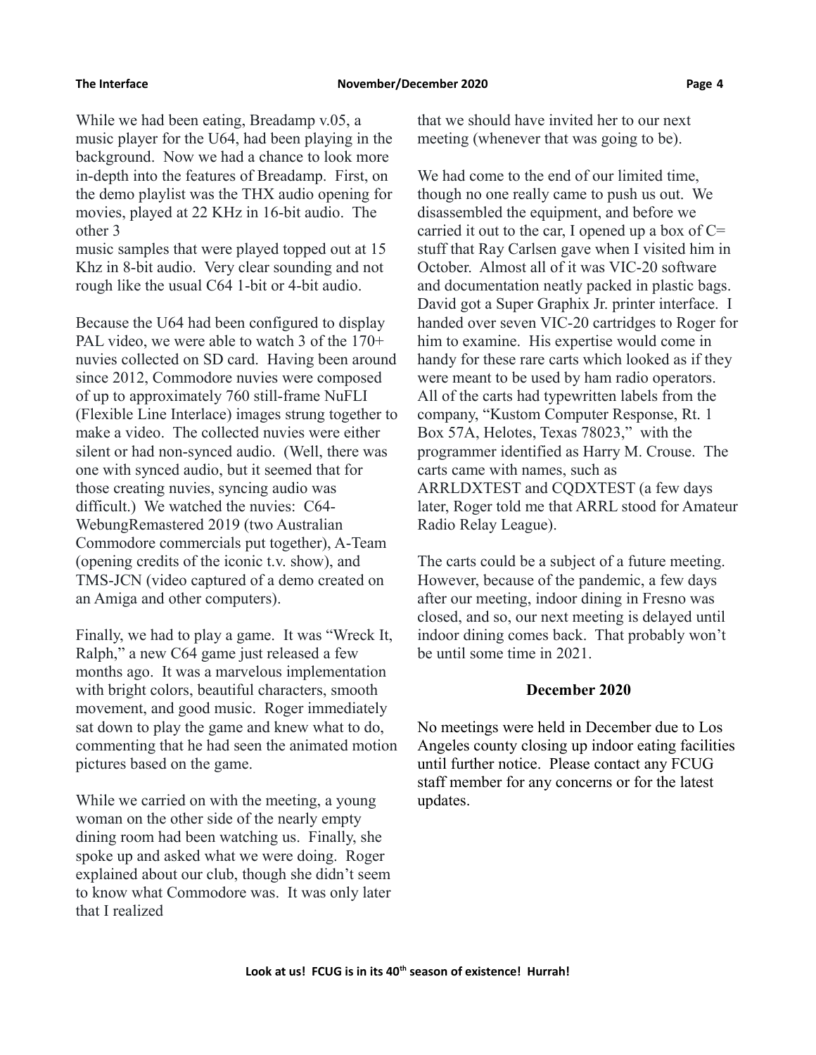While we had been eating, Breadamp v.05, a music player for the U64, had been playing in the background. Now we had a chance to look more in-depth into the features of Breadamp. First, on the demo playlist was the THX audio opening for movies, played at 22 KHz in 16-bit audio. The other 3 music samples that were played topped out at 15 Khz in 8-bit audio. Very clear sounding and not rough like the usual C64 1-bit or 4-bit audio.

Because the U64 had been configured to display PAL video, we were able to watch 3 of the 170+ nuvies collected on SD card. Having been around since 2012, Commodore nuvies were composed of up to approximately 760 still-frame NuFLI (Flexible Line Interlace) images strung together to make a video. The collected nuvies were either silent or had non-synced audio. (Well, there was one with synced audio, but it seemed that for those creating nuvies, syncing audio was difficult.) We watched the nuvies: C64-WebungRemastered 2019 (two Australian Commodore commercials put together), A-Team (opening credits of the iconic t.v. show), and TMS-JCN (video captured of a demo created on an Amiga and other computers).

Finally, we had to play a game. It was "Wreck It, Ralph," a new C64 game just released a few months ago. It was a marvelous implementation with bright colors, beautiful characters, smooth movement, and good music. Roger immediately sat down to play the game and knew what to do, commenting that he had seen the animated motion pictures based on the game.

While we carried on with the meeting, a young woman on the other side of the nearly empty dining room had been watching us. Finally, she spoke up and asked what we were doing. Roger explained about our club, though she didn't seem to know what Commodore was. It was only later that I realized that we should have invited her to our next meeting (whenever that was going to be).

We had come to the end of our limited time, though no one really came to push us out. We disassembled the equipment, and before we carried it out to the car, I opened up a box of C= stuff that Ray Carlsen gave when I visited him in October. Almost all of it was VIC-20 software and documentation neatly packed in plastic bags. David got a Super Graphix Jr. printer interface. I handed over seven VIC-20 cartridges to Roger for him to examine. His expertise would come in handy for these rare carts which looked as if they were meant to be used by ham radio operators. All of the carts had typewritten labels from the company, "Kustom Computer Response, Rt. 1 Box 57A, Helotes, Texas 78023," with the programmer identified as Harry M. Crouse. The carts came with names, such as ARRLDXTEST and CQDXTEST (a few days later, Roger told me that ARRL stood for Amateur Radio Relay League).

The carts could be a subject of a future meeting. However, because of the pandemic, a few days after our meeting, indoor dining in Fresno was closed, and so, our next meeting is delayed until indoor dining comes back. That probably won't be until some time in 2021.

## December 2020

No meetings were held in December due to Los Angeles county closing up indoor eating facilities until further notice. Please contact any FCUG staff member for any concerns or for the latest updates.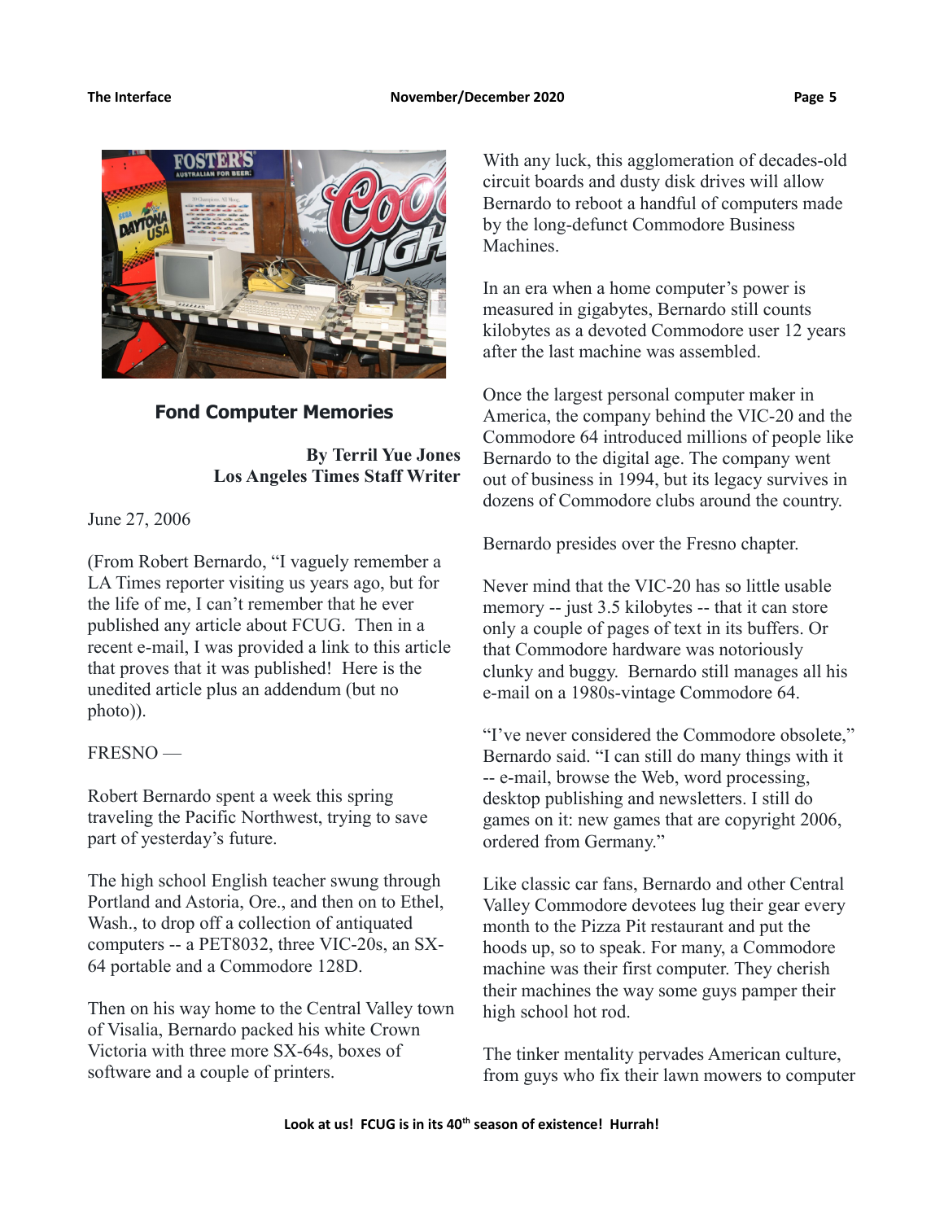## Fond Computer Memories

**By Terril Yue Jones**
**Los Angeles Times Staff Writer**

June 27, 2006

(From Robert Bernardo, "I vaguely remember a LA Times reporter visiting us years ago, but for the life of me, I can't remember that he ever published any article about FCUG. Then in a recent e-mail, I was provided a link to this article that proves that it was published! Here is the unedited article plus an addendum (but no photo)).

FRESNO —

Robert Bernardo spent a week this spring traveling the Pacific Northwest, trying to save part of yesterday's future.

The high school English teacher swung through Portland and Astoria, Ore., and then on to Ethel, Wash., to drop off a collection of antiquated computers -- a PET8032, three VIC-20s, an SX-64 portable and a Commodore 128D.

Then on his way home to the Central Valley town of Visalia, Bernardo packed his white Crown Victoria with three more SX-64s, boxes of software and a couple of printers.

With any luck, this agglomeration of decades-old circuit boards and dusty disk drives will allow Bernardo to reboot a handful of computers made by the long-defunct Commodore Business Machines.

In an era when a home computer's power is measured in gigabytes, Bernardo still counts kilobytes as a devoted Commodore user 12 years after the last machine was assembled.

Once the largest personal computer maker in America, the company behind the VIC-20 and the Commodore 64 introduced millions of people like Bernardo to the digital age. The company went out of business in 1994, but its legacy survives in dozens of Commodore clubs around the country.

Bernardo presides over the Fresno chapter.

Never mind that the VIC-20 has so little usable memory -- just 3.5 kilobytes -- that it can store only a couple of pages of text in its buffers. Or that Commodore hardware was notoriously clunky and buggy. Bernardo still manages all his e-mail on a 1980s-vintage Commodore 64.

"I've never considered the Commodore obsolete," Bernardo said. "I can still do many things with it -- e-mail, browse the Web, word processing, desktop publishing and newsletters. I still do games on it: new games that are copyright 2006, ordered from Germany."

Like classic car fans, Bernardo and other Central Valley Commodore devotees lug their gear every month to the Pizza Pit restaurant and put the hoods up, so to speak. For many, a Commodore machine was their first computer. They cherish their machines the way some guys pamper their high school hot rod.

The tinker mentality pervades American culture, from guys who fix their lawn mowers to computer

**Look at us! FCUG is in its 40th season of existence! Hurrah!**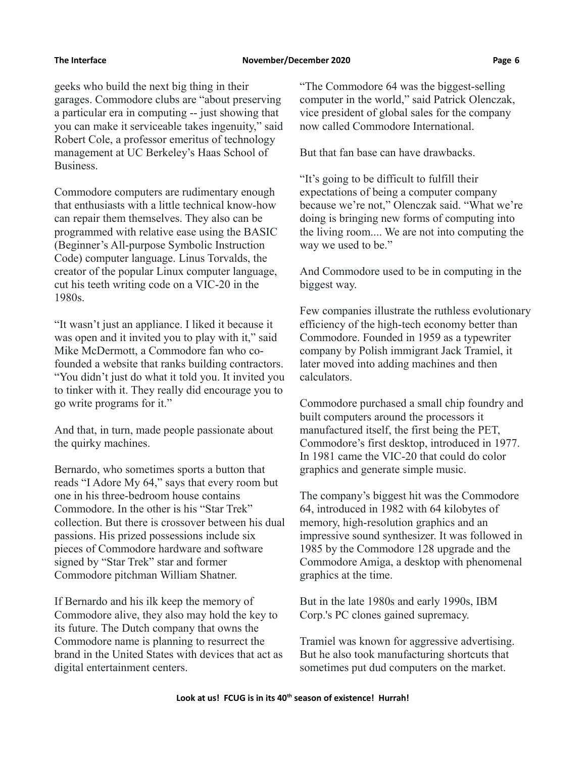geeks who build the next big thing in their garages. Commodore clubs are "about preserving a particular era in computing -- just showing that you can make it serviceable takes ingenuity," said Robert Cole, a professor emeritus of technology management at UC Berkeley's Haas School of Business.

Commodore computers are rudimentary enough that enthusiasts with a little technical know-how can repair them themselves. They also can be programmed with relative ease using the BASIC (Beginner's All-purpose Symbolic Instruction Code) computer language. Linus Torvalds, the creator of the popular Linux computer language, cut his teeth writing code on a VIC-20 in the 1980s.

"It wasn't just an appliance. I liked it because it was open and it invited you to play with it," said Mike McDermott, a Commodore fan who co-founded a website that ranks building contractors. "You didn't just do what it told you. It invited you to tinker with it. They really did encourage you to go write programs for it."

And that, in turn, made people passionate about the quirky machines.

Bernardo, who sometimes sports a button that reads "I Adore My 64," says that every room but one in his three-bedroom house contains Commodore. In the other is his "Star Trek" collection. But there is crossover between his dual passions. His prized possessions include six pieces of Commodore hardware and software signed by "Star Trek" star and former Commodore pitchman William Shatner.

If Bernardo and his ilk keep the memory of Commodore alive, they also may hold the key to its future. The Dutch company that owns the Commodore name is planning to resurrect the brand in the United States with devices that act as digital entertainment centers.

"The Commodore 64 was the biggest-selling computer in the world," said Patrick Olenczak, vice president of global sales for the company now called Commodore International.

But that fan base can have drawbacks.

"It's going to be difficult to fulfill their expectations of being a computer company because we're not," Olenczak said. "What we're doing is bringing new forms of computing into the living room.... We are not into computing the way we used to be."

And Commodore used to be in computing in the biggest way.

Few companies illustrate the ruthless evolutionary efficiency of the high-tech economy better than Commodore. Founded in 1959 as a typewriter company by Polish immigrant Jack Tramiel, it later moved into adding machines and then calculators.

Commodore purchased a small chip foundry and built computers around the processors it manufactured itself, the first being the PET, Commodore's first desktop, introduced in 1977. In 1981 came the VIC-20 that could do color graphics and generate simple music.

The company's biggest hit was the Commodore 64, introduced in 1982 with 64 kilobytes of memory, high-resolution graphics and an impressive sound synthesizer. It was followed in 1985 by the Commodore 128 upgrade and the Commodore Amiga, a desktop with phenomenal graphics at the time.

But in the late 1980s and early 1990s, IBM Corp.'s PC clones gained supremacy.

Tramiel was known for aggressive advertising. But he also took manufacturing shortcuts that sometimes put dud computers on the market.

**Look at us! FCUG is in its 40th season of existence! Hurrah!**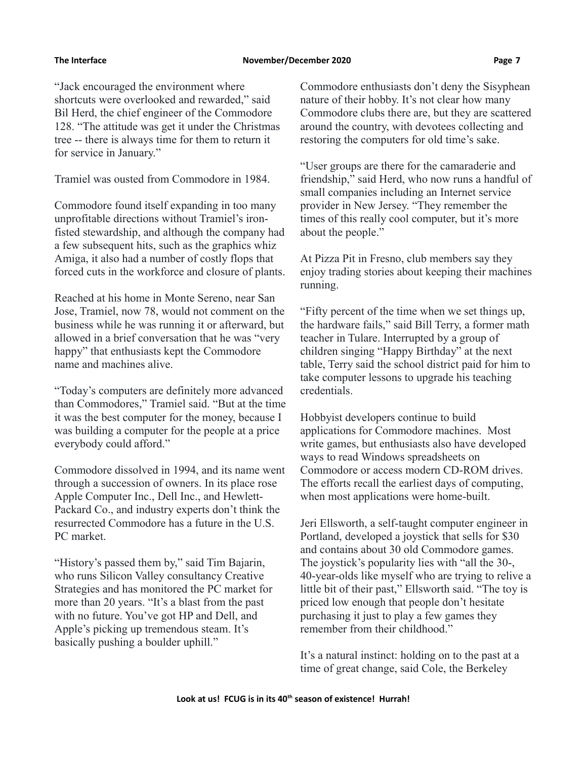"Jack encouraged the environment where shortcuts were overlooked and rewarded," said Bil Herd, the chief engineer of the Commodore 128. "The attitude was get it under the Christmas tree -- there is always time for them to return it for service in January."

Tramiel was ousted from Commodore in 1984.

Commodore found itself expanding in too many unprofitable directions without Tramiel's iron-fisted stewardship, and although the company had a few subsequent hits, such as the graphics whiz Amiga, it also had a number of costly flops that forced cuts in the workforce and closure of plants.

Reached at his home in Monte Sereno, near San Jose, Tramiel, now 78, would not comment on the business while he was running it or afterward, but allowed in a brief conversation that he was "very happy" that enthusiasts kept the Commodore name and machines alive.

"Today's computers are definitely more advanced than Commodores," Tramiel said. "But at the time it was the best computer for the money, because I was building a computer for the people at a price everybody could afford."

Commodore dissolved in 1994, and its name went through a succession of owners. In its place rose Apple Computer Inc., Dell Inc., and Hewlett-Packard Co., and industry experts don't think the resurrected Commodore has a future in the U.S. PC market.

"History's passed them by," said Tim Bajarin, who runs Silicon Valley consultancy Creative Strategies and has monitored the PC market for more than 20 years. "It's a blast from the past with no future. You've got HP and Dell, and Apple's picking up tremendous steam. It's basically pushing a boulder uphill."

Commodore enthusiasts don't deny the Sisyphean nature of their hobby. It's not clear how many Commodore clubs there are, but they are scattered around the country, with devotees collecting and restoring the computers for old time's sake.

"User groups are there for the camaraderie and friendship," said Herd, who now runs a handful of small companies including an Internet service provider in New Jersey. "They remember the times of this really cool computer, but it's more about the people."

At Pizza Pit in Fresno, club members say they enjoy trading stories about keeping their machines running.

"Fifty percent of the time when we set things up, the hardware fails," said Bill Terry, a former math teacher in Tulare. Interrupted by a group of children singing "Happy Birthday" at the next table, Terry said the school district paid for him to take computer lessons to upgrade his teaching credentials.

Hobbyist developers continue to build applications for Commodore machines. Most write games, but enthusiasts also have developed ways to read Windows spreadsheets on Commodore or access modern CD-ROM drives. The efforts recall the earliest days of computing, when most applications were home-built.

Jeri Ellsworth, a self-taught computer engineer in Portland, developed a joystick that sells for $30 and contains about 30 old Commodore games. The joystick's popularity lies with "all the 30-, 40-year-olds like myself who are trying to relive a little bit of their past," Ellsworth said. "The toy is priced low enough that people don't hesitate purchasing it just to play a few games they remember from their childhood."

It's a natural instinct: holding on to the past at a time of great change, said Cole, the Berkeley

**Look at us! FCUG is in its 40th season of existence! Hurrah!**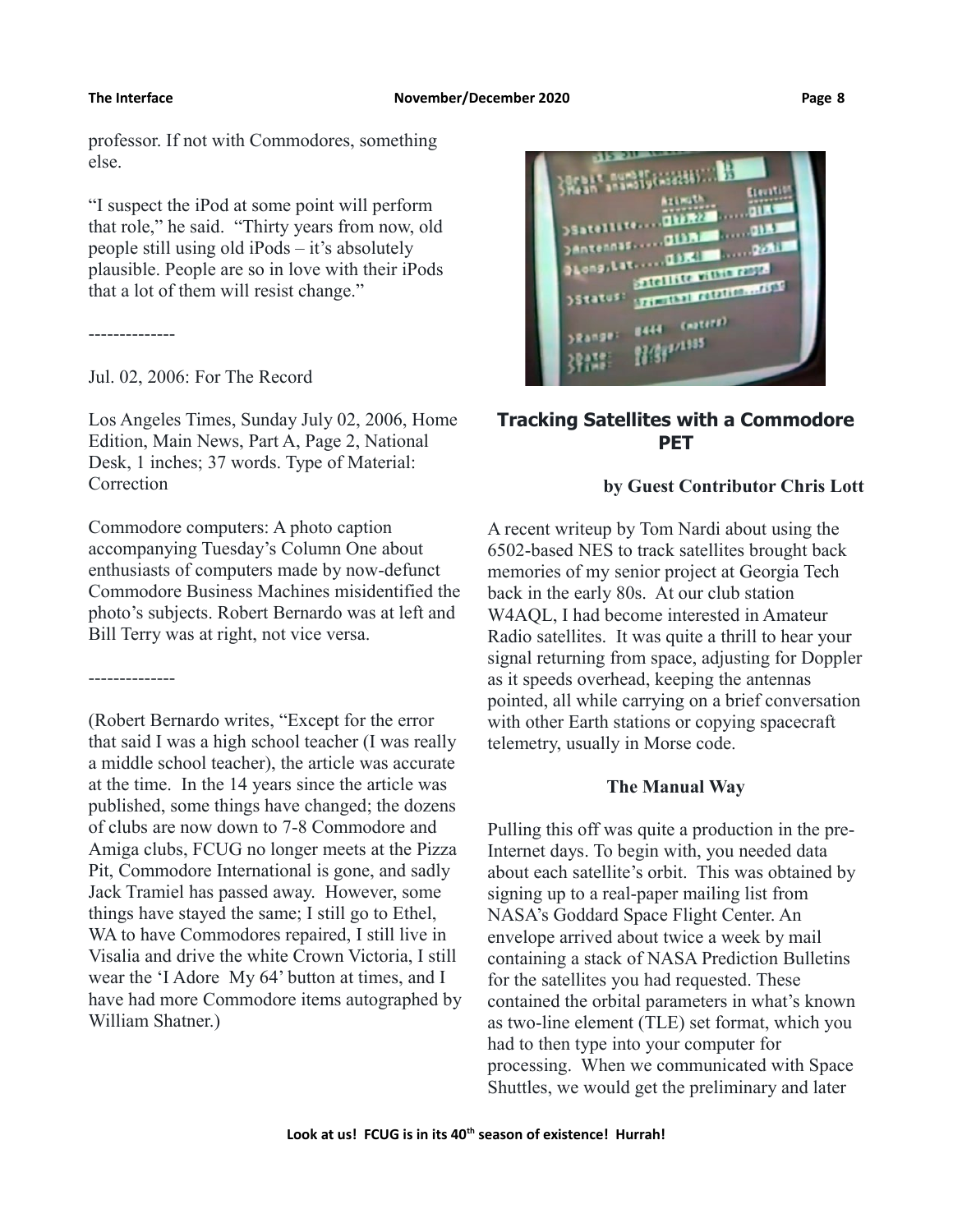professor. If not with Commodores, something else.

"I suspect the iPod at some point will perform that role," he said. "Thirty years from now, old people still using old iPods – it's absolutely plausible. People are so in love with their iPods that a lot of them will resist change."

--------------

Jul. 02, 2006: For The Record

Los Angeles Times, Sunday July 02, 2006, Home Edition, Main News, Part A, Page 2, National Desk, 1 inches; 37 words. Type of Material: Correction

Commodore computers: A photo caption accompanying Tuesday's Column One about enthusiasts of computers made by now-defunct Commodore Business Machines misidentified the photo's subjects. Robert Bernardo was at left and Bill Terry was at right, not vice versa.

--------------

(Robert Bernardo writes, "Except for the error that said I was a high school teacher (I was really a middle school teacher), the article was accurate at the time. In the 14 years since the article was published, some things have changed; the dozens of clubs are now down to 7-8 Commodore and Amiga clubs, FCUG no longer meets at the Pizza Pit, Commodore International is gone, and sadly Jack Tramiel has passed away. However, some things have stayed the same; I still go to Ethel, WA to have Commodores repaired, I still live in Visalia and drive the white Crown Victoria, I still wear the 'I Adore My 64' button at times, and I have had more Commodore items autographed by William Shatner.)

## Tracking Satellites with a Commodore PET

**by Guest Contributor Chris Lott**

A recent writeup by Tom Nardi about using the 6502-based NES to track satellites brought back memories of my senior project at Georgia Tech back in the early 80s. At our club station W4AQL, I had become interested in Amateur Radio satellites. It was quite a thrill to hear your signal returning from space, adjusting for Doppler as it speeds overhead, keeping the antennas pointed, all while carrying on a brief conversation with other Earth stations or copying spacecraft telemetry, usually in Morse code.

### The Manual Way

Pulling this off was quite a production in the pre-Internet days. To begin with, you needed data about each satellite's orbit. This was obtained by signing up to a real-paper mailing list from NASA's Goddard Space Flight Center. An envelope arrived about twice a week by mail containing a stack of NASA Prediction Bulletins for the satellites you had requested. These contained the orbital parameters in what's known as two-line element (TLE) set format, which you had to then type into your computer for processing. When we communicated with Space Shuttles, we would get the preliminary and later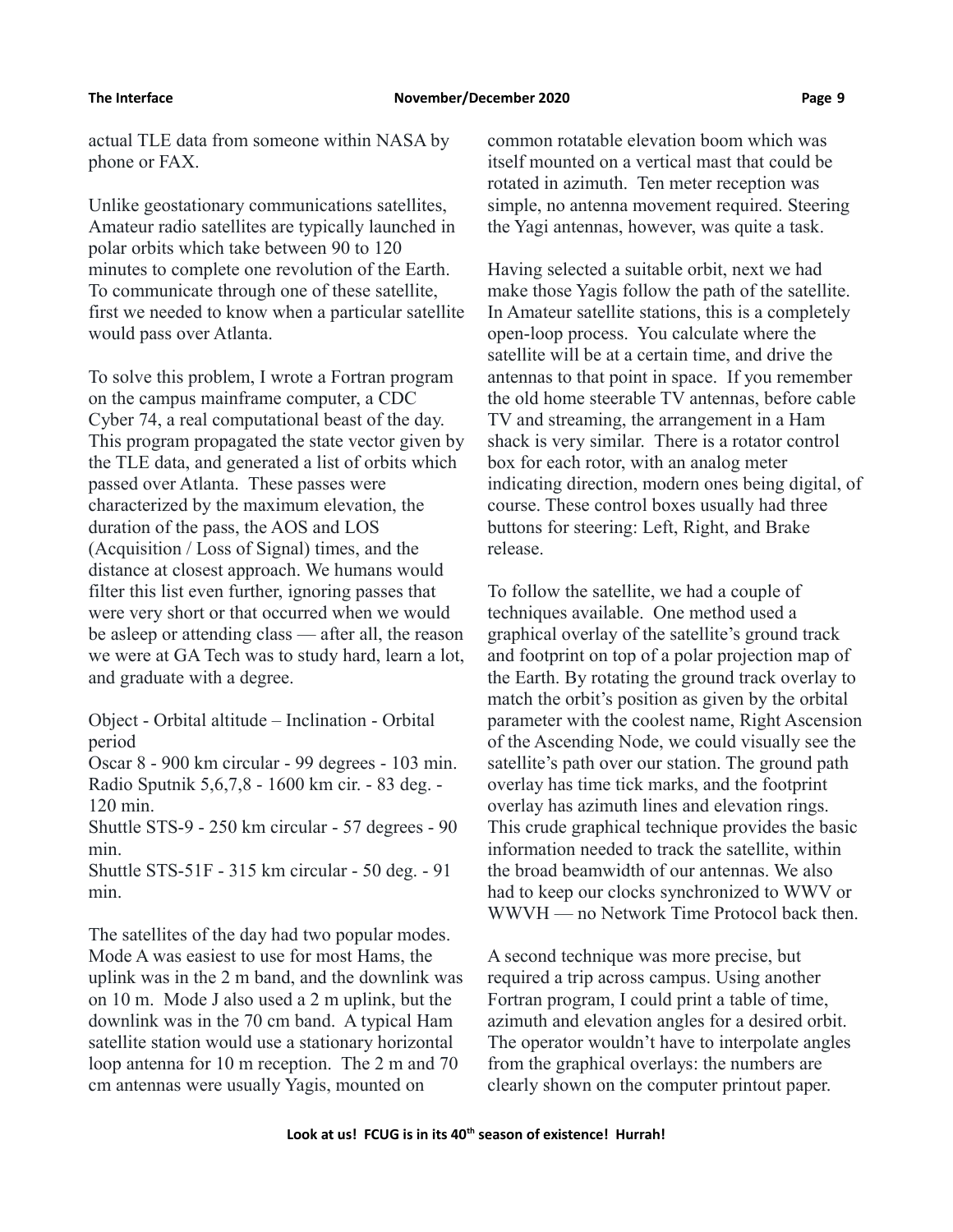actual TLE data from someone within NASA by phone or FAX.

Unlike geostationary communications satellites, Amateur radio satellites are typically launched in polar orbits which take between 90 to 120 minutes to complete one revolution of the Earth. To communicate through one of these satellite, first we needed to know when a particular satellite would pass over Atlanta.

To solve this problem, I wrote a Fortran program on the campus mainframe computer, a CDC Cyber 74, a real computational beast of the day. This program propagated the state vector given by the TLE data, and generated a list of orbits which passed over Atlanta. These passes were characterized by the maximum elevation, the duration of the pass, the AOS and LOS (Acquisition / Loss of Signal) times, and the distance at closest approach. We humans would filter this list even further, ignoring passes that were very short or that occurred when we would be asleep or attending class — after all, the reason we were at GA Tech was to study hard, learn a lot, and graduate with a degree.

Object - Orbital altitude – Inclination - Orbital period
Oscar 8 - 900 km circular - 99 degrees - 103 min.
Radio Sputnik 5,6,7,8 - 1600 km cir. - 83 deg. - 120 min.
Shuttle STS-9 - 250 km circular - 57 degrees - 90 min.
Shuttle STS-51F - 315 km circular - 50 deg. - 91 min.

The satellites of the day had two popular modes. Mode A was easiest to use for most Hams, the uplink was in the 2 m band, and the downlink was on 10 m. Mode J also used a 2 m uplink, but the downlink was in the 70 cm band. A typical Ham satellite station would use a stationary horizontal loop antenna for 10 m reception. The 2 m and 70 cm antennas were usually Yagis, mounted on common rotatable elevation boom which was itself mounted on a vertical mast that could be rotated in azimuth. Ten meter reception was simple, no antenna movement required. Steering the Yagi antennas, however, was quite a task.

Having selected a suitable orbit, next we had make those Yagis follow the path of the satellite. In Amateur satellite stations, this is a completely open-loop process. You calculate where the satellite will be at a certain time, and drive the antennas to that point in space. If you remember the old home steerable TV antennas, before cable TV and streaming, the arrangement in a Ham shack is very similar. There is a rotator control box for each rotor, with an analog meter indicating direction, modern ones being digital, of course. These control boxes usually had three buttons for steering: Left, Right, and Brake release.

To follow the satellite, we had a couple of techniques available. One method used a graphical overlay of the satellite's ground track and footprint on top of a polar projection map of the Earth. By rotating the ground track overlay to match the orbit's position as given by the orbital parameter with the coolest name, Right Ascension of the Ascending Node, we could visually see the satellite's path over our station. The ground path overlay has time tick marks, and the footprint overlay has azimuth lines and elevation rings. This crude graphical technique provides the basic information needed to track the satellite, within the broad beamwidth of our antennas. We also had to keep our clocks synchronized to WWV or WWVH — no Network Time Protocol back then.

A second technique was more precise, but required a trip across campus. Using another Fortran program, I could print a table of time, azimuth and elevation angles for a desired orbit. The operator wouldn't have to interpolate angles from the graphical overlays: the numbers are clearly shown on the computer printout paper.

**Look at us! FCUG is in its 40th season of existence! Hurrah!**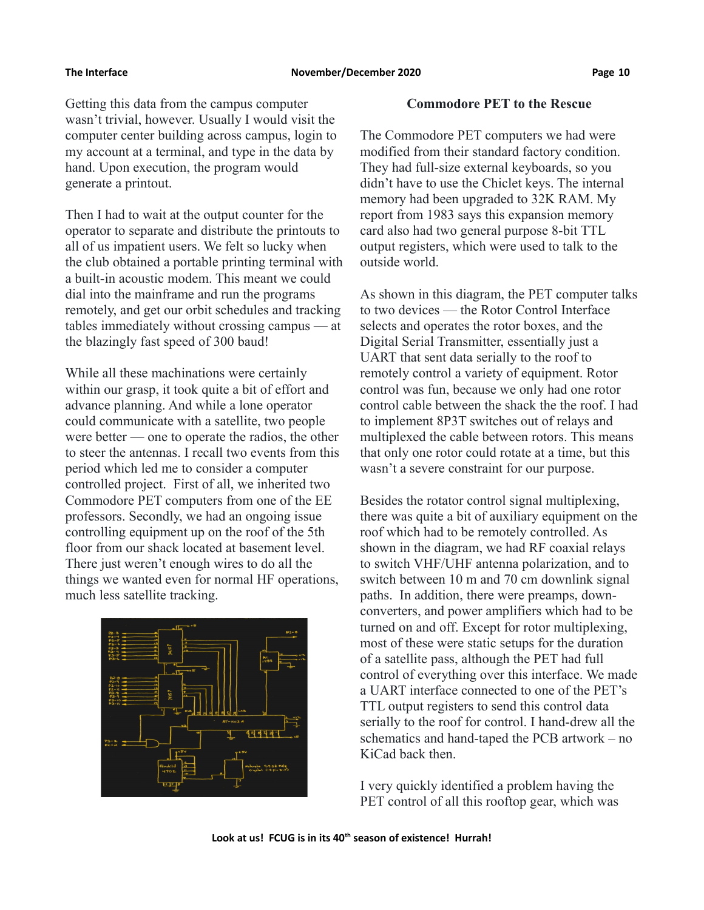Getting this data from the campus computer wasn't trivial, however. Usually I would visit the computer center building across campus, login to my account at a terminal, and type in the data by hand. Upon execution, the program would generate a printout.

Then I had to wait at the output counter for the operator to separate and distribute the printouts to all of us impatient users. We felt so lucky when the club obtained a portable printing terminal with a built-in acoustic modem. This meant we could dial into the mainframe and run the programs remotely, and get our orbit schedules and tracking tables immediately without crossing campus — at the blazingly fast speed of 300 baud!

While all these machinations were certainly within our grasp, it took quite a bit of effort and advance planning. And while a lone operator could communicate with a satellite, two people were better — one to operate the radios, the other to steer the antennas. I recall two events from this period which led me to consider a computer controlled project. First of all, we inherited two Commodore PET computers from one of the EE professors. Secondly, we had an ongoing issue controlling equipment up on the roof of the 5th floor from our shack located at basement level. There just weren't enough wires to do all the things we wanted even for normal HF operations, much less satellite tracking.

## Commodore PET to the Rescue

The Commodore PET computers we had were modified from their standard factory condition. They had full-size external keyboards, so you didn't have to use the Chiclet keys. The internal memory had been upgraded to 32K RAM. My report from 1983 says this expansion memory card also had two general purpose 8-bit TTL output registers, which were used to talk to the outside world.

As shown in this diagram, the PET computer talks to two devices — the Rotor Control Interface selects and operates the rotor boxes, and the Digital Serial Transmitter, essentially just a UART that sent data serially to the roof to remotely control a variety of equipment. Rotor control was fun, because we only had one rotor control cable between the shack the the roof. I had to implement 8P3T switches out of relays and multiplexed the cable between rotors. This means that only one rotor could rotate at a time, but this wasn't a severe constraint for our purpose.

Besides the rotator control signal multiplexing, there was quite a bit of auxiliary equipment on the roof which had to be remotely controlled. As shown in the diagram, we had RF coaxial relays to switch VHF/UHF antenna polarization, and to switch between 10 m and 70 cm downlink signal paths. In addition, there were preamps, down-converters, and power amplifiers which had to be turned on and off. Except for rotor multiplexing, most of these were static setups for the duration of a satellite pass, although the PET had full control of everything over this interface. We made a UART interface connected to one of the PET's TTL output registers to send this control data serially to the roof for control. I hand-drew all the schematics and hand-taped the PCB artwork – no KiCad back then.

I very quickly identified a problem having the PET control of all this rooftop gear, which was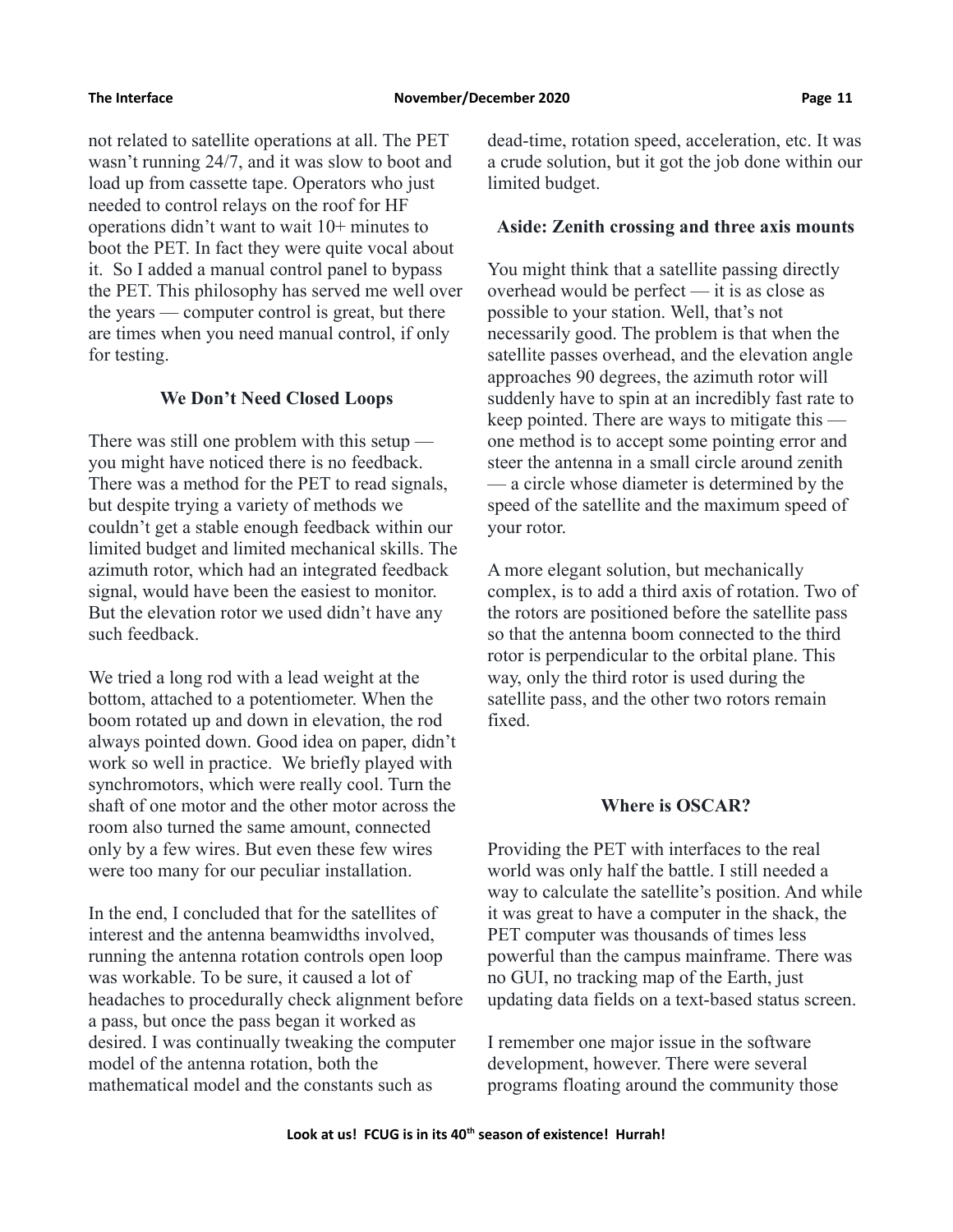not related to satellite operations at all. The PET wasn't running 24/7, and it was slow to boot and load up from cassette tape. Operators who just needed to control relays on the roof for HF operations didn't want to wait 10+ minutes to boot the PET. In fact they were quite vocal about it. So I added a manual control panel to bypass the PET. This philosophy has served me well over the years — computer control is great, but there are times when you need manual control, if only for testing.

### We Don't Need Closed Loops

There was still one problem with this setup — you might have noticed there is no feedback. There was a method for the PET to read signals, but despite trying a variety of methods we couldn't get a stable enough feedback within our limited budget and limited mechanical skills. The azimuth rotor, which had an integrated feedback signal, would have been the easiest to monitor. But the elevation rotor we used didn't have any such feedback.

We tried a long rod with a lead weight at the bottom, attached to a potentiometer. When the boom rotated up and down in elevation, the rod always pointed down. Good idea on paper, didn't work so well in practice. We briefly played with synchromotors, which were really cool. Turn the shaft of one motor and the other motor across the room also turned the same amount, connected only by a few wires. But even these few wires were too many for our peculiar installation.

In the end, I concluded that for the satellites of interest and the antenna beamwidths involved, running the antenna rotation controls open loop was workable. To be sure, it caused a lot of headaches to procedurally check alignment before a pass, but once the pass began it worked as desired. I was continually tweaking the computer model of the antenna rotation, both the mathematical model and the constants such as dead-time, rotation speed, acceleration, etc. It was a crude solution, but it got the job done within our limited budget.

### Aside: Zenith crossing and three axis mounts

You might think that a satellite passing directly overhead would be perfect — it is as close as possible to your station. Well, that's not necessarily good. The problem is that when the satellite passes overhead, and the elevation angle approaches 90 degrees, the azimuth rotor will suddenly have to spin at an incredibly fast rate to keep pointed. There are ways to mitigate this — one method is to accept some pointing error and steer the antenna in a small circle around zenith — a circle whose diameter is determined by the speed of the satellite and the maximum speed of your rotor.

A more elegant solution, but mechanically complex, is to add a third axis of rotation. Two of the rotors are positioned before the satellite pass so that the antenna boom connected to the third rotor is perpendicular to the orbital plane. This way, only the third rotor is used during the satellite pass, and the other two rotors remain fixed.

### Where is OSCAR?

Providing the PET with interfaces to the real world was only half the battle. I still needed a way to calculate the satellite's position. And while it was great to have a computer in the shack, the PET computer was thousands of times less powerful than the campus mainframe. There was no GUI, no tracking map of the Earth, just updating data fields on a text-based status screen.

I remember one major issue in the software development, however. There were several programs floating around the community those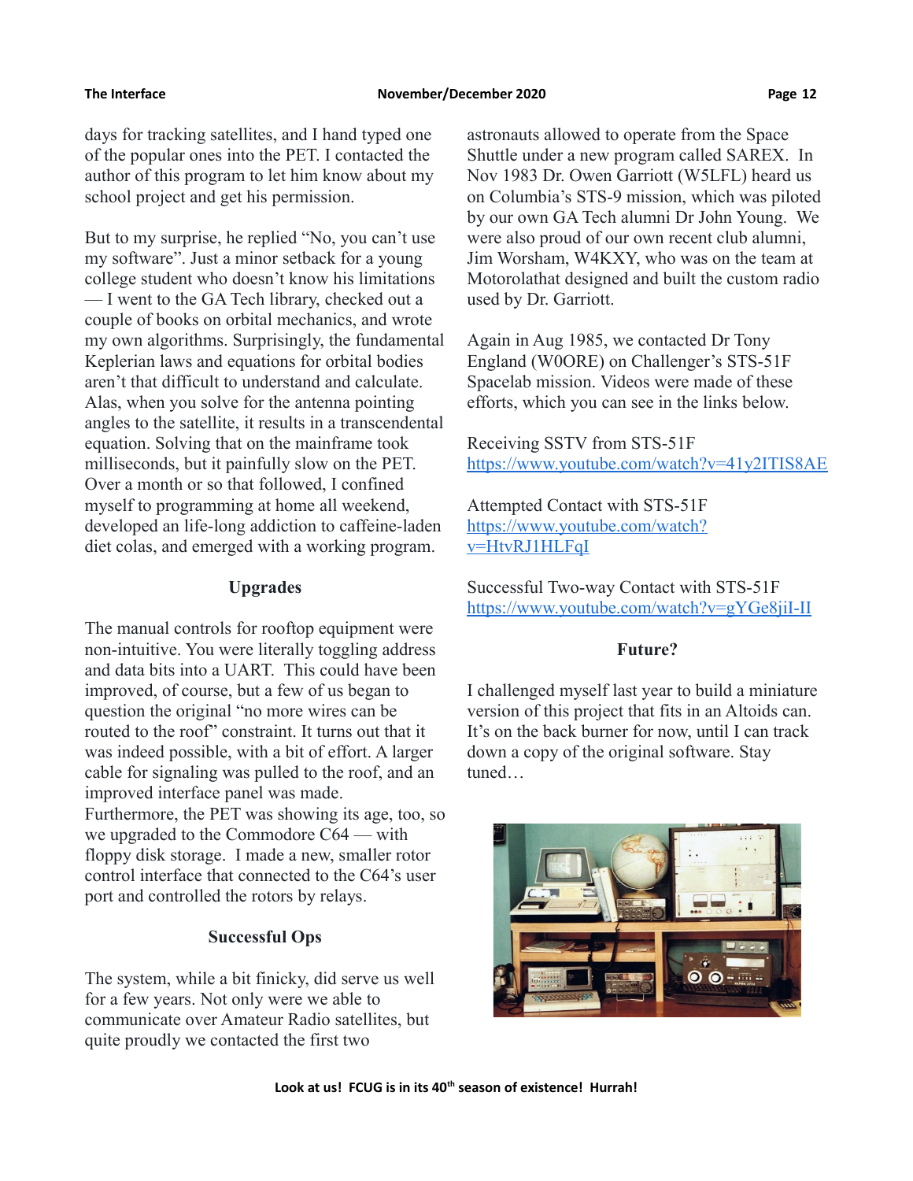days for tracking satellites, and I hand typed one of the popular ones into the PET. I contacted the author of this program to let him know about my school project and get his permission.

But to my surprise, he replied “No, you can’t use my software”. Just a minor setback for a young college student who doesn’t know his limitations — I went to the GA Tech library, checked out a couple of books on orbital mechanics, and wrote my own algorithms. Surprisingly, the fundamental Keplerian laws and equations for orbital bodies aren’t that difficult to understand and calculate. Alas, when you solve for the antenna pointing angles to the satellite, it results in a transcendental equation. Solving that on the mainframe took milliseconds, but it painfully slow on the PET. Over a month or so that followed, I confined myself to programming at home all weekend, developed an life-long addiction to caffeine-laden diet colas, and emerged with a working program.

### Upgrades

The manual controls for rooftop equipment were non-intuitive. You were literally toggling address and data bits into a UART. This could have been improved, of course, but a few of us began to question the original “no more wires can be routed to the roof” constraint. It turns out that it was indeed possible, with a bit of effort. A larger cable for signaling was pulled to the roof, and an improved interface panel was made.
Furthermore, the PET was showing its age, too, so we upgraded to the Commodore C64 — with floppy disk storage. I made a new, smaller rotor control interface that connected to the C64’s user port and controlled the rotors by relays.

### Successful Ops

The system, while a bit finicky, did serve us well for a few years. Not only were we able to communicate over Amateur Radio satellites, but quite proudly we contacted the first two astronauts allowed to operate from the Space Shuttle under a new program called SAREX. In Nov 1983 Dr. Owen Garriott (W5LFL) heard us on Columbia’s STS-9 mission, which was piloted by our own GA Tech alumni Dr John Young. We were also proud of our own recent club alumni, Jim Worsham, W4KXY, who was on the team at Motorolathat designed and built the custom radio used by Dr. Garriott.

Again in Aug 1985, we contacted Dr Tony England (W0ORE) on Challenger’s STS-51F Spacelab mission. Videos were made of these efforts, which you can see in the links below.

Receiving SSTV from STS-51F
https://www.youtube.com/watch?v=41y2ITIS8AE

Attempted Contact with STS-51F
https://www.youtube.com/watch?v=HtvRJ1HLFqI

Successful Two-way Contact with STS-51F
https://www.youtube.com/watch?v=gYGe8jiI-II

### Future?

I challenged myself last year to build a miniature version of this project that fits in an Altoids can. It’s on the back burner for now, until I can track down a copy of the original software. Stay tuned…

**Look at us! FCUG is in its 40th season of existence! Hurrah!**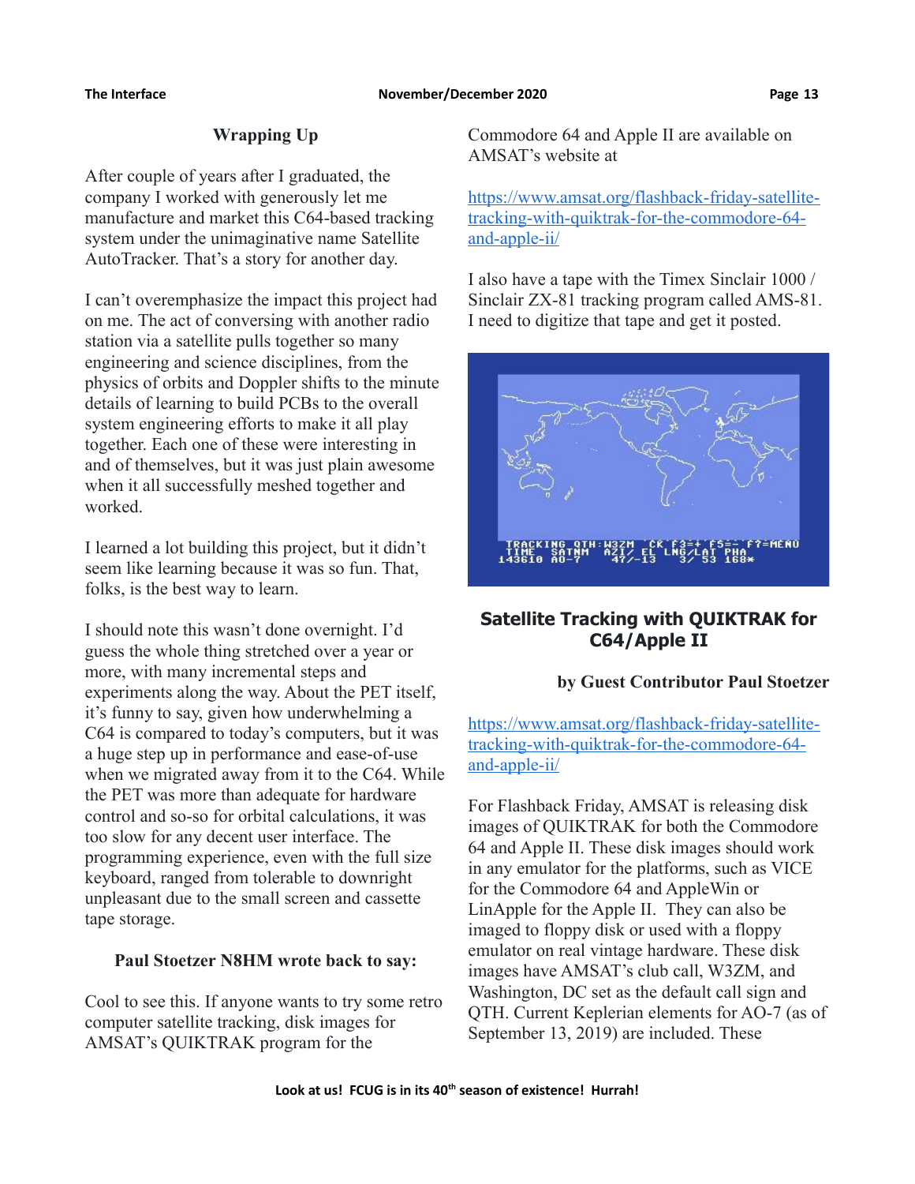## Wrapping Up

After couple of years after I graduated, the company I worked with generously let me manufacture and market this C64-based tracking system under the unimaginative name Satellite AutoTracker. That's a story for another day.

I can't overemphasize the impact this project had on me. The act of conversing with another radio station via a satellite pulls together so many engineering and science disciplines, from the physics of orbits and Doppler shifts to the minute details of learning to build PCBs to the overall system engineering efforts to make it all play together. Each one of these were interesting in and of themselves, but it was just plain awesome when it all successfully meshed together and worked.

I learned a lot building this project, but it didn't seem like learning because it was so fun. That, folks, is the best way to learn.

I should note this wasn't done overnight. I'd guess the whole thing stretched over a year or more, with many incremental steps and experiments along the way. About the PET itself, it's funny to say, given how underwhelming a C64 is compared to today's computers, but it was a huge step up in performance and ease-of-use when we migrated away from it to the C64. While the PET was more than adequate for hardware control and so-so for orbital calculations, it was too slow for any decent user interface. The programming experience, even with the full size keyboard, ranged from tolerable to downright unpleasant due to the small screen and cassette tape storage.

**Paul Stoetzer N8HM wrote back to say:**

Cool to see this. If anyone wants to try some retro computer satellite tracking, disk images for AMSAT's QUIKTRAK program for the Commodore 64 and Apple II are available on AMSAT's website at

https://www.amsat.org/flashback-friday-satellite-tracking-with-quiktrak-for-the-commodore-64-and-apple-ii/

I also have a tape with the Timex Sinclair 1000 / Sinclair ZX-81 tracking program called AMS-81. I need to digitize that tape and get it posted.

## Satellite Tracking with QUIKTRAK for C64/Apple II

**by Guest Contributor Paul Stoetzer**

https://www.amsat.org/flashback-friday-satellite-tracking-with-quiktrak-for-the-commodore-64-and-apple-ii/

For Flashback Friday, AMSAT is releasing disk images of QUIKTRAK for both the Commodore 64 and Apple II. These disk images should work in any emulator for the platforms, such as VICE for the Commodore 64 and AppleWin or LinApple for the Apple II. They can also be imaged to floppy disk or used with a floppy emulator on real vintage hardware. These disk images have AMSAT's club call, W3ZM, and Washington, DC set as the default call sign and QTH. Current Keplerian elements for AO-7 (as of September 13, 2019) are included. These

**Look at us! FCUG is in its 40th season of existence! Hurrah!**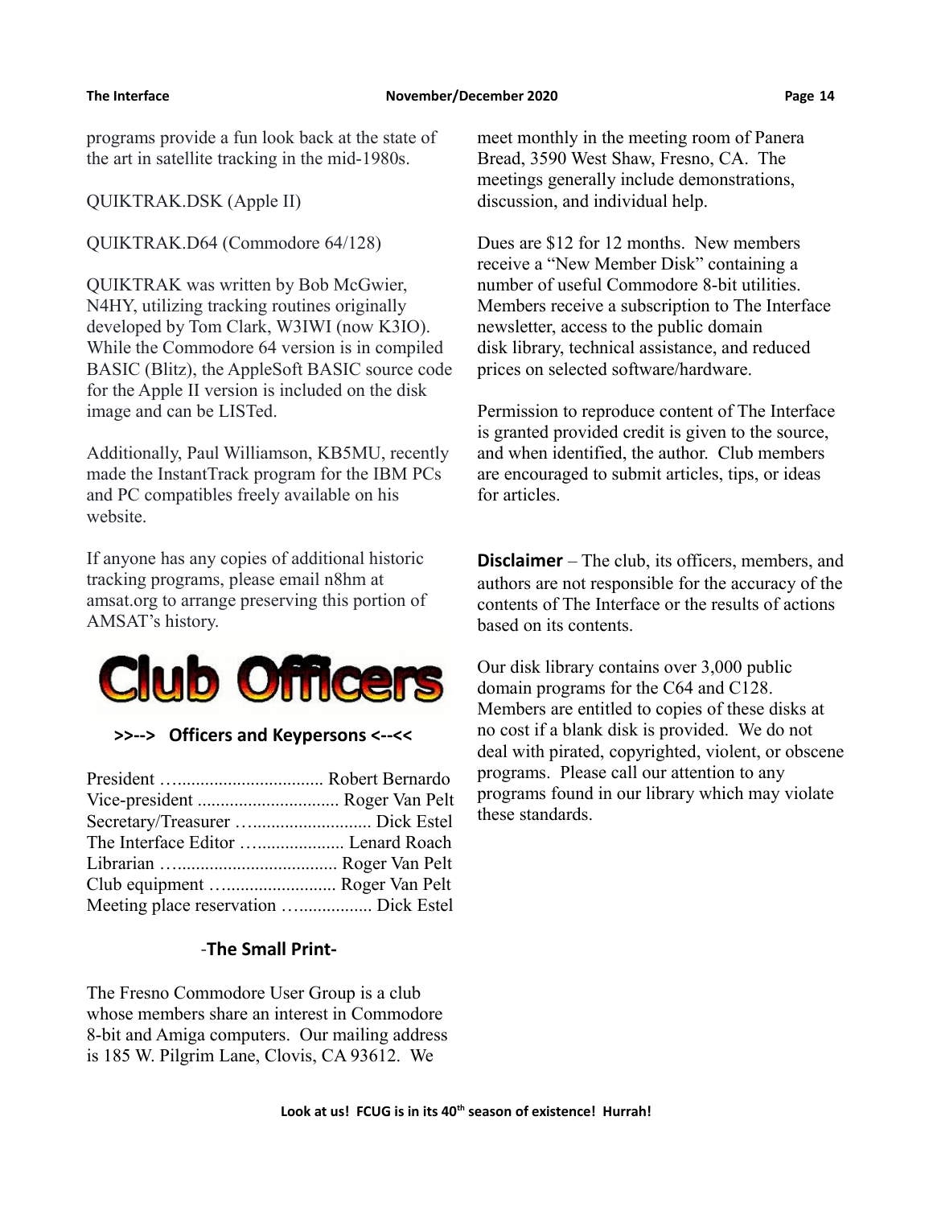programs provide a fun look back at the state of the art in satellite tracking in the mid-1980s.

QUIKTRAK.DSK (Apple II)

QUIKTRAK.D64 (Commodore 64/128)

QUIKTRAK was written by Bob McGwier, N4HY, utilizing tracking routines originally developed by Tom Clark, W3IWI (now K3IO). While the Commodore 64 version is in compiled BASIC (Blitz), the AppleSoft BASIC source code for the Apple II version is included on the disk image and can be LISTed.

Additionally, Paul Williamson, KB5MU, recently made the InstantTrack program for the IBM PCs and PC compatibles freely available on his website.

If anyone has any copies of additional historic tracking programs, please email n8hm at amsat.org to arrange preserving this portion of AMSAT's history.

# Club Officers

**>>--> Officers and Keypersons <--<<**

President …................................ Robert Bernardo
Vice-president ............................... Roger Van Pelt
Secretary/Treasurer …......................... Dick Estel
The Interface Editor …................... Lenard Roach
Librarian ….................................. Roger Van Pelt
Club equipment …........................ Roger Van Pelt
Meeting place reservation …............... Dick Estel

## -The Small Print-

The Fresno Commodore User Group is a club whose members share an interest in Commodore 8-bit and Amiga computers. Our mailing address is 185 W. Pilgrim Lane, Clovis, CA 93612. We meet monthly in the meeting room of Panera Bread, 3590 West Shaw, Fresno, CA. The meetings generally include demonstrations, discussion, and individual help.

Dues are $12 for 12 months. New members receive a "New Member Disk" containing a number of useful Commodore 8-bit utilities. Members receive a subscription to The Interface newsletter, access to the public domain disk library, technical assistance, and reduced prices on selected software/hardware.

Permission to reproduce content of The Interface is granted provided credit is given to the source, and when identified, the author. Club members are encouraged to submit articles, tips, or ideas for articles.

**Disclaimer** – The club, its officers, members, and authors are not responsible for the accuracy of the contents of The Interface or the results of actions based on its contents.

Our disk library contains over 3,000 public domain programs for the C64 and C128. Members are entitled to copies of these disks at no cost if a blank disk is provided. We do not deal with pirated, copyrighted, violent, or obscene programs. Please call our attention to any programs found in our library which may violate these standards.

**Look at us! FCUG is in its 40th season of existence! Hurrah!**